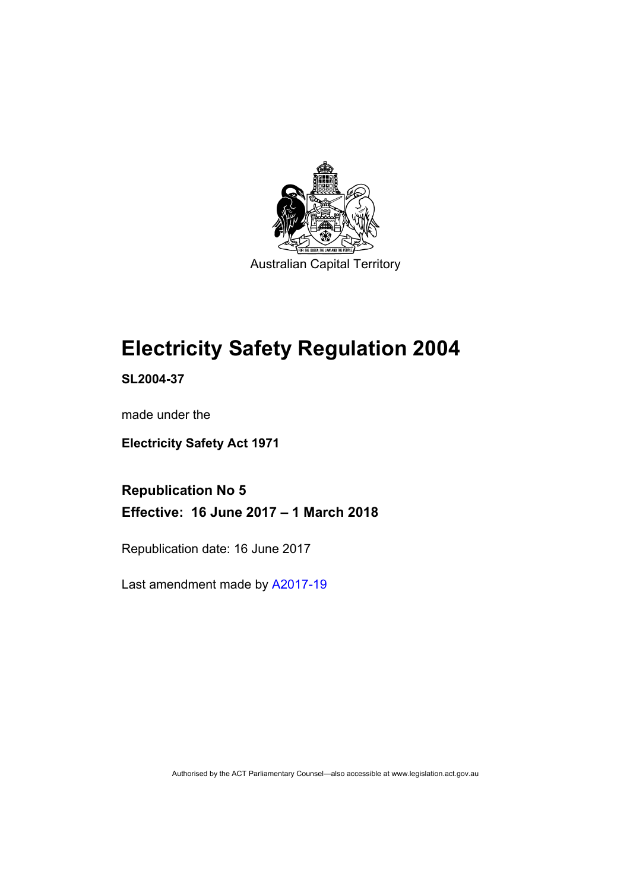Australian Capital Territory

# Electricity Safety Regulation 2004

**SL2004-37**

made under the

**Electricity Safety Act 1971**

## Republication No 5

## Effective: 16 June 2017 – 1 March 2018

Republication date: 16 June 2017

Last amendment made by A2017-19

Authorised by the ACT Parliamentary Counsel—also accessible at www.legislation.act.gov.au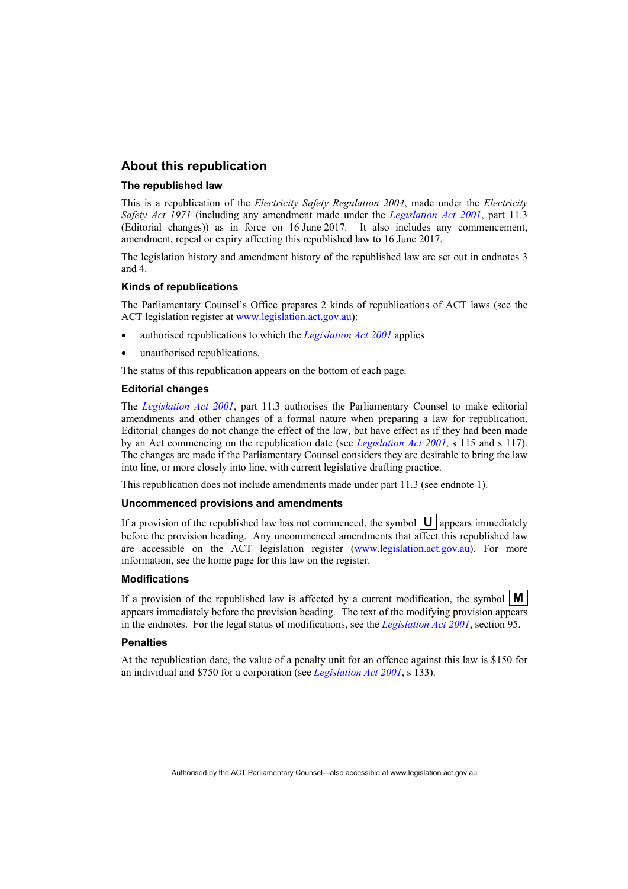## About this republication

### The republished law

This is a republication of the *Electricity Safety Regulation 2004*, made under the *Electricity Safety Act 1971* (including any amendment made under the *Legislation Act 2001*, part 11.3 (Editorial changes)) as in force on 16 June 2017. It also includes any commencement, amendment, repeal or expiry affecting this republished law to 16 June 2017.

The legislation history and amendment history of the republished law are set out in endnotes 3 and 4.

### Kinds of republications

The Parliamentary Counsel's Office prepares 2 kinds of republications of ACT laws (see the ACT legislation register at www.legislation.act.gov.au):

- authorised republications to which the *Legislation Act 2001* applies
- unauthorised republications.

The status of this republication appears on the bottom of each page.

### Editorial changes

The *Legislation Act 2001*, part 11.3 authorises the Parliamentary Counsel to make editorial amendments and other changes of a formal nature when preparing a law for republication. Editorial changes do not change the effect of the law, but have effect as if they had been made by an Act commencing on the republication date (see *Legislation Act 2001*, s 115 and s 117). The changes are made if the Parliamentary Counsel considers they are desirable to bring the law into line, or more closely into line, with current legislative drafting practice.

This republication does not include amendments made under part 11.3 (see endnote 1).

### Uncommenced provisions and amendments

If a provision of the republished law has not commenced, the symbol **U** appears immediately before the provision heading. Any uncommenced amendments that affect this republished law are accessible on the ACT legislation register (www.legislation.act.gov.au). For more information, see the home page for this law on the register.

### Modifications

If a provision of the republished law is affected by a current modification, the symbol **M** appears immediately before the provision heading. The text of the modifying provision appears in the endnotes. For the legal status of modifications, see the *Legislation Act 2001*, section 95.

### Penalties

At the republication date, the value of a penalty unit for an offence against this law is $150 for an individual and $750 for a corporation (see *Legislation Act 2001*, s 133).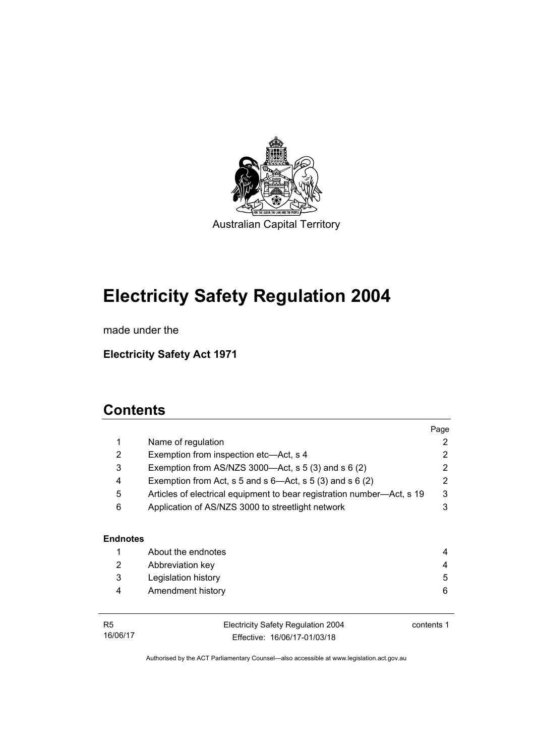Australian Capital Territory

# Electricity Safety Regulation 2004

made under the

**Electricity Safety Act 1971**

# Contents

| | | Page |
|---|---|---|
| 1 | Name of regulation | 2 |
| 2 | Exemption from inspection etc—Act, s 4 | 2 |
| 3 | Exemption from AS/NZS 3000—Act, s 5 (3) and s 6 (2) | 2 |
| 4 | Exemption from Act, s 5 and s 6—Act, s 5 (3) and s 6 (2) | 2 |
| 5 | Articles of electrical equipment to bear registration number—Act, s 19 | 3 |
| 6 | Application of AS/NZS 3000 to streetlight network | 3 |

**Endnotes**

| | | |
|---|---|---|
| 1 | About the endnotes | 4 |
| 2 | Abbreviation key | 4 |
| 3 | Legislation history | 5 |
| 4 | Amendment history | 6 |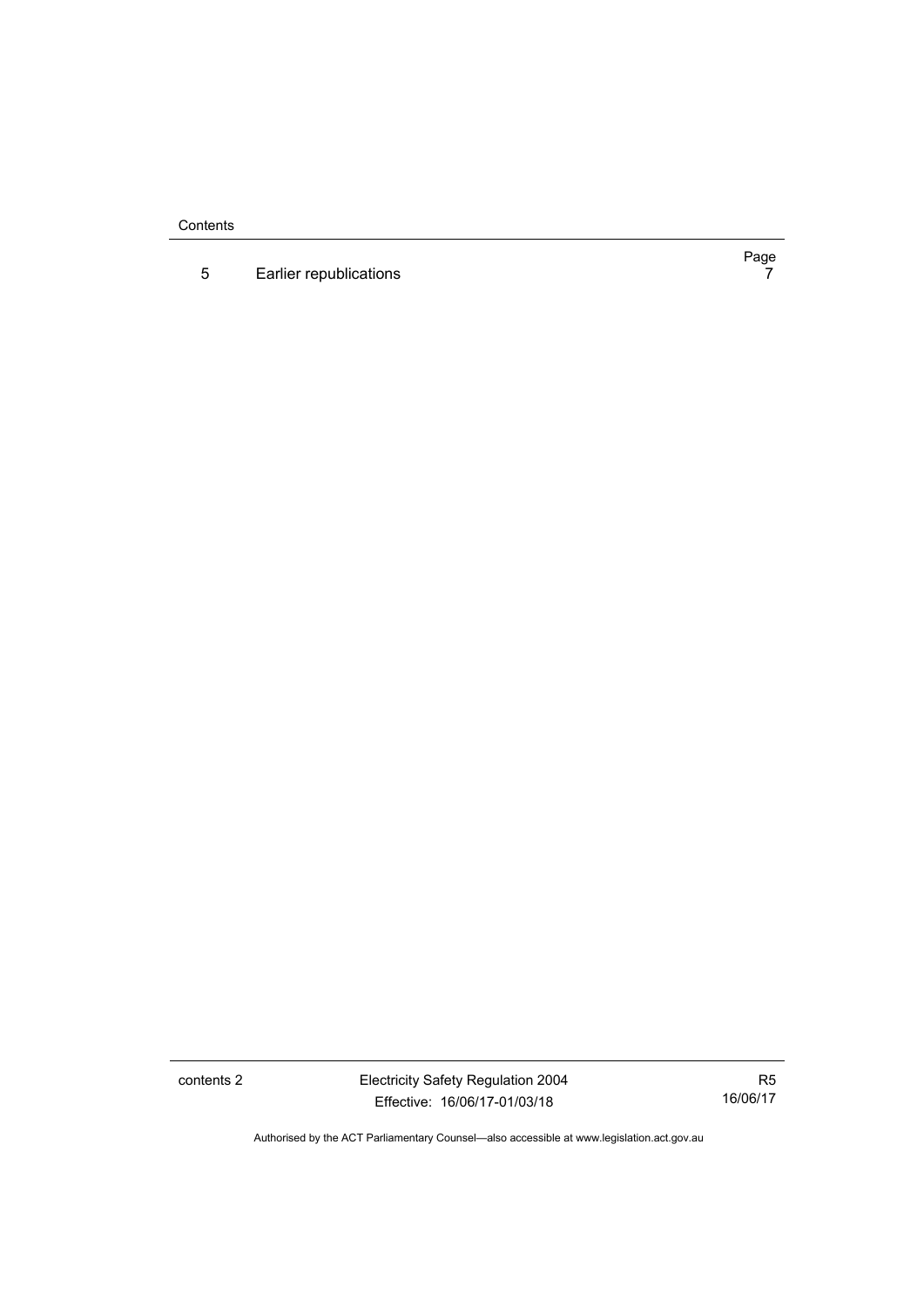| | | Page |
|---|---|---|
| 5 | Earlier republications | 7 |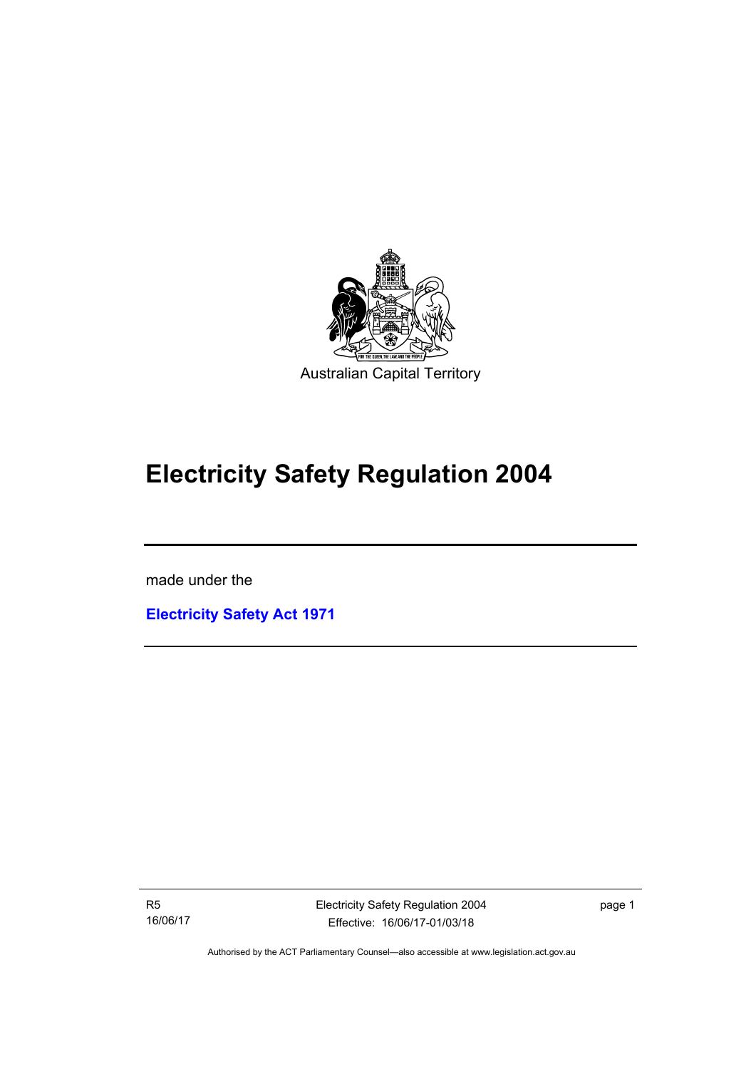Australian Capital Territory

# Electricity Safety Regulation 2004

made under the

**Electricity Safety Act 1971**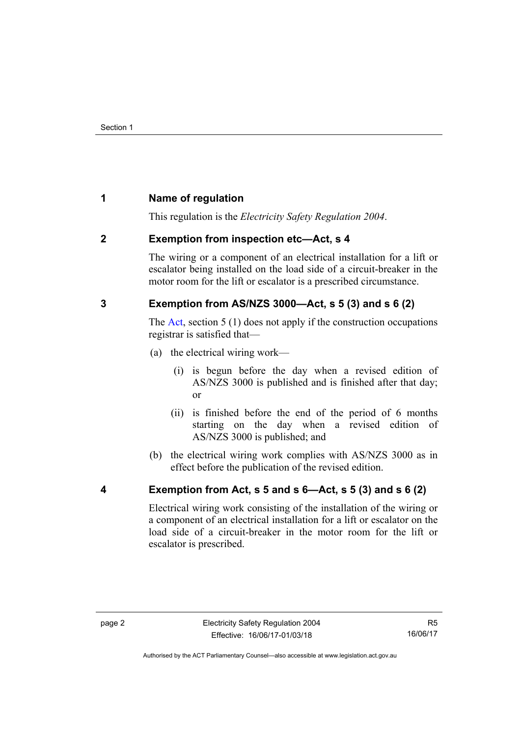## 1 Name of regulation

This regulation is the *Electricity Safety Regulation 2004*.

## 2 Exemption from inspection etc—Act, s 4

The wiring or a component of an electrical installation for a lift or escalator being installed on the load side of a circuit-breaker in the motor room for the lift or escalator is a prescribed circumstance.

## 3 Exemption from AS/NZS 3000—Act, s 5 (3) and s 6 (2)

The Act, section 5 (1) does not apply if the construction occupations registrar is satisfied that—

(a) the electrical wiring work—

(i) is begun before the day when a revised edition of AS/NZS 3000 is published and is finished after that day; or

(ii) is finished before the end of the period of 6 months starting on the day when a revised edition of AS/NZS 3000 is published; and

(b) the electrical wiring work complies with AS/NZS 3000 as in effect before the publication of the revised edition.

## 4 Exemption from Act, s 5 and s 6—Act, s 5 (3) and s 6 (2)

Electrical wiring work consisting of the installation of the wiring or a component of an electrical installation for a lift or escalator on the load side of a circuit-breaker in the motor room for the lift or escalator is prescribed.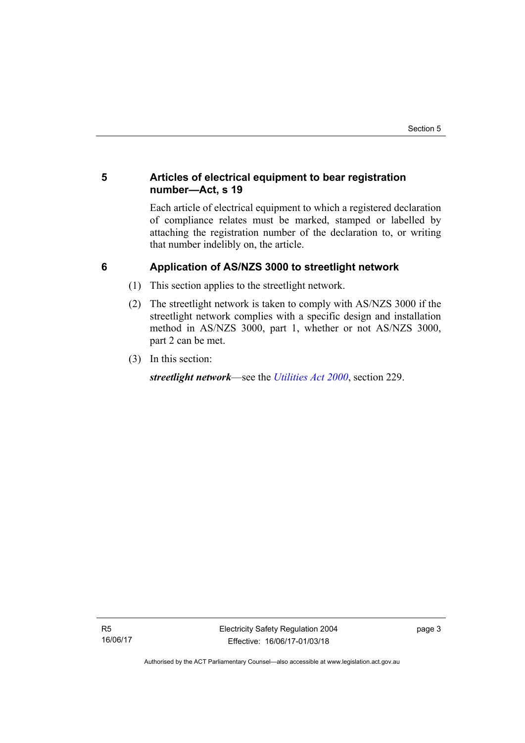## 5 Articles of electrical equipment to bear registration number—Act, s 19

Each article of electrical equipment to which a registered declaration of compliance relates must be marked, stamped or labelled by attaching the registration number of the declaration to, or writing that number indelibly on, the article.

## 6 Application of AS/NZS 3000 to streetlight network

(1) This section applies to the streetlight network.

(2) The streetlight network is taken to comply with AS/NZS 3000 if the streetlight network complies with a specific design and installation method in AS/NZS 3000, part 1, whether or not AS/NZS 3000, part 2 can be met.

(3) In this section:

***streetlight network***—see the *Utilities Act 2000*, section 229.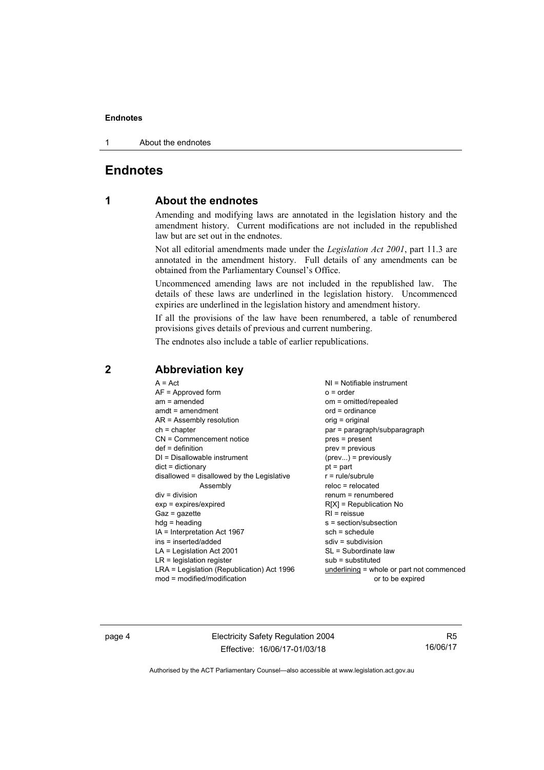# Endnotes

## 1 About the endnotes

Amending and modifying laws are annotated in the legislation history and the amendment history. Current modifications are not included in the republished law but are set out in the endnotes.

Not all editorial amendments made under the *Legislation Act 2001*, part 11.3 are annotated in the amendment history. Full details of any amendments can be obtained from the Parliamentary Counsel's Office.

Uncommenced amending laws are not included in the republished law. The details of these laws are underlined in the legislation history. Uncommenced expiries are underlined in the legislation history and amendment history.

If all the provisions of the law have been renumbered, a table of renumbered provisions gives details of previous and current numbering.

The endnotes also include a table of earlier republications.

## 2 Abbreviation key

A = Act
AF = Approved form
am = amended
amdt = amendment
AR = Assembly resolution
ch = chapter
CN = Commencement notice
def = definition
DI = Disallowable instrument
dict = dictionary
disallowed = disallowed by the Legislative Assembly
div = division
exp = expires/expired
Gaz = gazette
hdg = heading
IA = Interpretation Act 1967
ins = inserted/added
LA = Legislation Act 2001
LR = legislation register
LRA = Legislation (Republication) Act 1996
mod = modified/modification
NI = Notifiable instrument
o = order
om = omitted/repealed
ord = ordinance
orig = original
par = paragraph/subparagraph
pres = present
prev = previous
(prev...) = previously
pt = part
r = rule/subrule
reloc = relocated
renum = renumbered
R[X] = Republication No
RI = reissue
s = section/subsection
sch = schedule
sdiv = subdivision
SL = Subordinate law
sub = substituted
underlining = whole or part not commenced or to be expired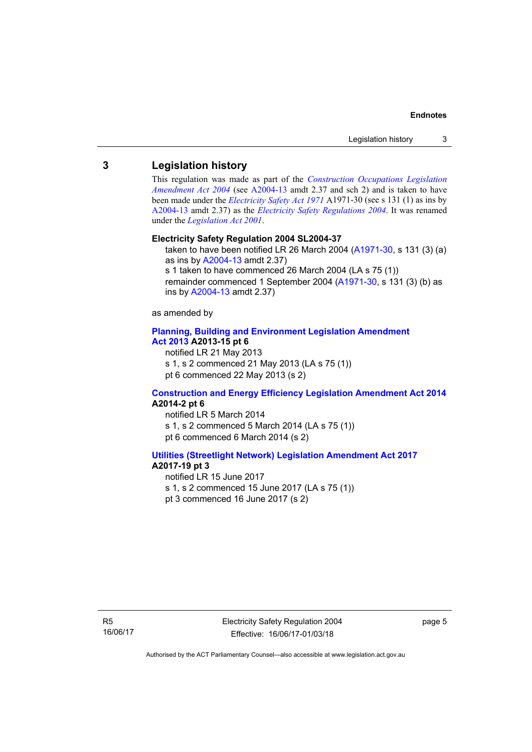## 3 Legislation history

This regulation was made as part of the *Construction Occupations Legislation Amendment Act 2004* (see A2004-13 amdt 2.37 and sch 2) and is taken to have been made under the *Electricity Safety Act 1971* A1971-30 (see s 131 (1) as ins by A2004-13 amdt 2.37) as the *Electricity Safety Regulations 2004*. It was renamed under the *Legislation Act 2001*.

**Electricity Safety Regulation 2004 SL2004-37**

taken to have been notified LR 26 March 2004 (A1971-30, s 131 (3) (a) as ins by A2004-13 amdt 2.37)
s 1 taken to have commenced 26 March 2004 (LA s 75 (1))
remainder commenced 1 September 2004 (A1971-30, s 131 (3) (b) as ins by A2004-13 amdt 2.37)

as amended by

**Planning, Building and Environment Legislation Amendment Act 2013 A2013-15 pt 6**

notified LR 21 May 2013
s 1, s 2 commenced 21 May 2013 (LA s 75 (1))
pt 6 commenced 22 May 2013 (s 2)

**Construction and Energy Efficiency Legislation Amendment Act 2014 A2014-2 pt 6**

notified LR 5 March 2014
s 1, s 2 commenced 5 March 2014 (LA s 75 (1))
pt 6 commenced 6 March 2014 (s 2)

**Utilities (Streetlight Network) Legislation Amendment Act 2017 A2017-19 pt 3**

notified LR 15 June 2017
s 1, s 2 commenced 15 June 2017 (LA s 75 (1))
pt 3 commenced 16 June 2017 (s 2)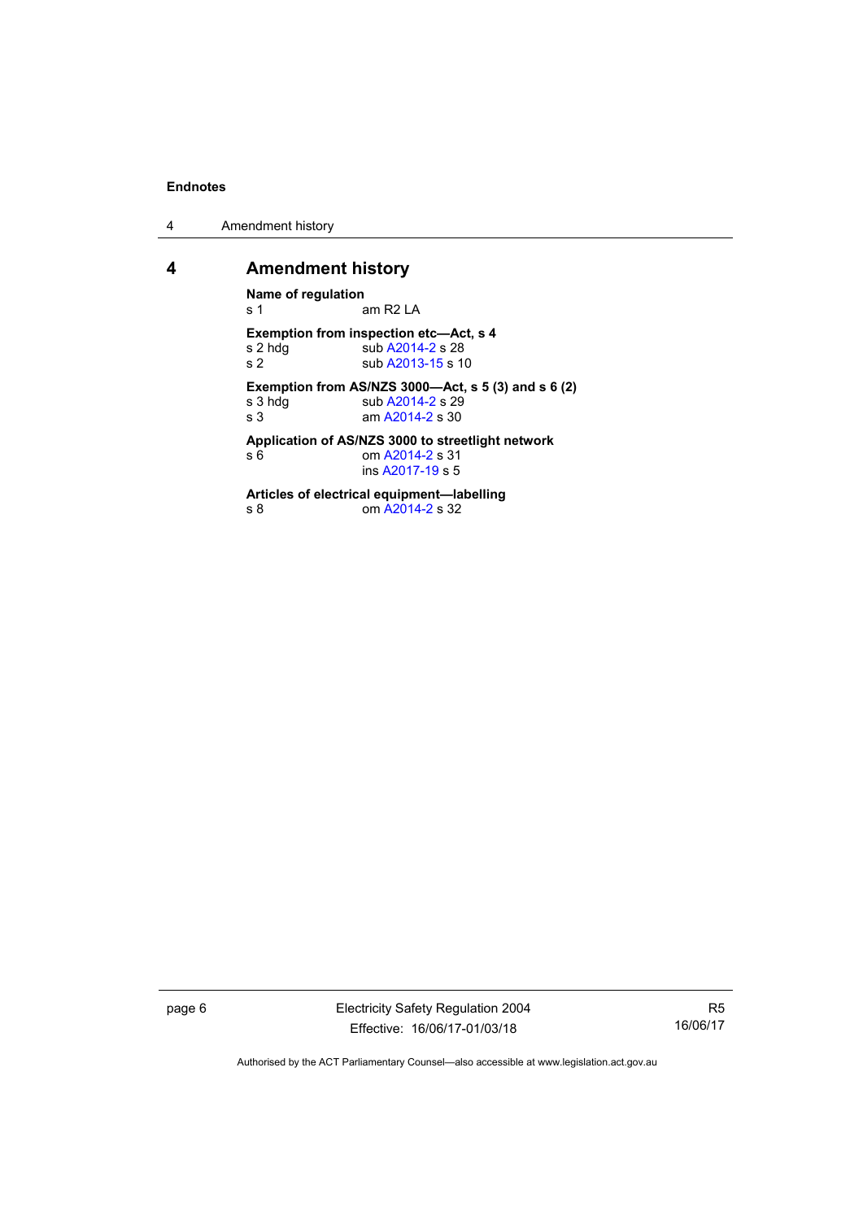# 4 Amendment history

**Name of regulation**
s 1 am R2 LA

**Exemption from inspection etc—Act, s 4**
s 2 hdg sub A2014-2 s 28
s 2 sub A2013-15 s 10

**Exemption from AS/NZS 3000—Act, s 5 (3) and s 6 (2)**
s 3 hdg sub A2014-2 s 29
s 3 am A2014-2 s 30

**Application of AS/NZS 3000 to streetlight network**
s 6 om A2014-2 s 31
ins A2017-19 s 5

**Articles of electrical equipment—labelling**
s 8 om A2014-2 s 32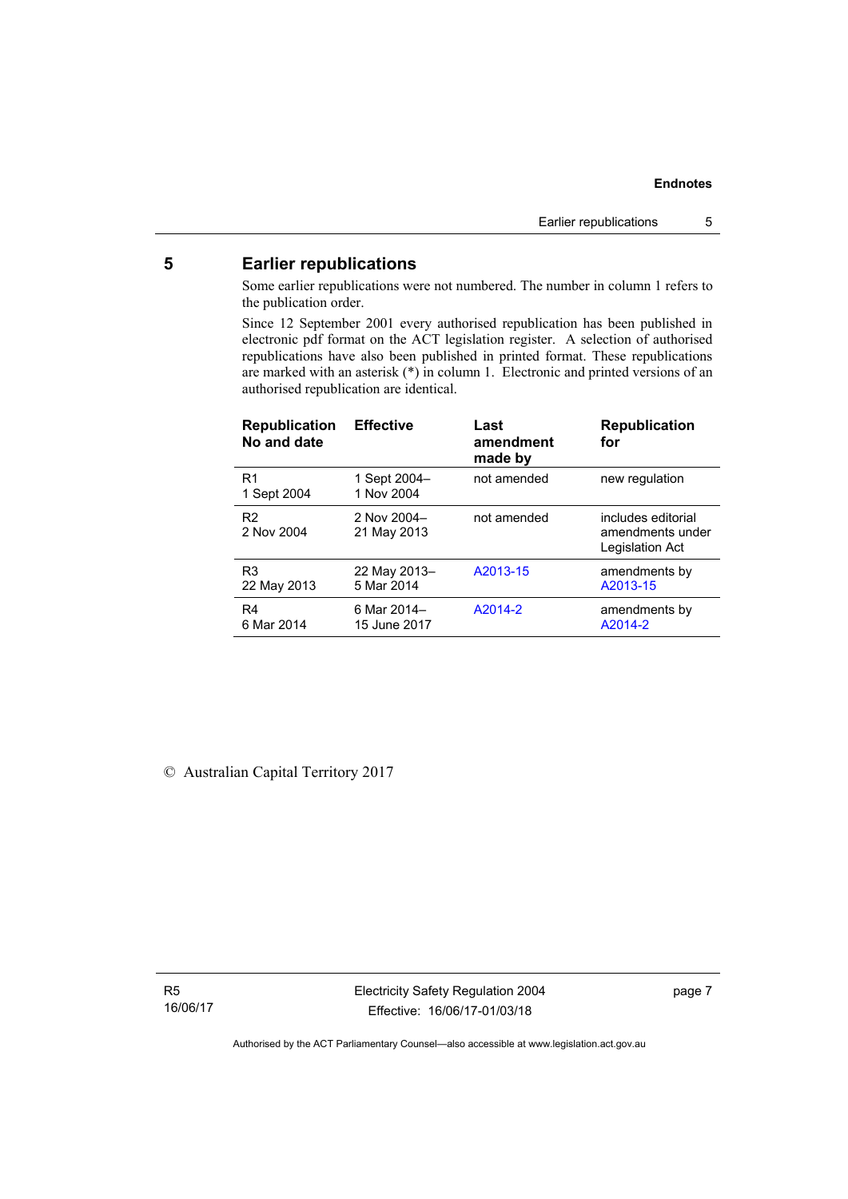## 5 Earlier republications

Some earlier republications were not numbered. The number in column 1 refers to the publication order.

Since 12 September 2001 every authorised republication has been published in electronic pdf format on the ACT legislation register. A selection of authorised republications have also been published in printed format. These republications are marked with an asterisk (*) in column 1. Electronic and printed versions of an authorised republication are identical.

| Republication No and date | Effective | Last amendment made by | Republication for |
|---|---|---|---|
| R1<br>1 Sept 2004 | 1 Sept 2004–<br>1 Nov 2004 | not amended | new regulation |
| R2<br>2 Nov 2004 | 2 Nov 2004–<br>21 May 2013 | not amended | includes editorial amendments under Legislation Act |
| R3<br>22 May 2013 | 22 May 2013–<br>5 Mar 2014 | A2013-15 | amendments by A2013-15 |
| R4<br>6 Mar 2014 | 6 Mar 2014–<br>15 June 2017 | A2014-2 | amendments by A2014-2 |

© Australian Capital Territory 2017